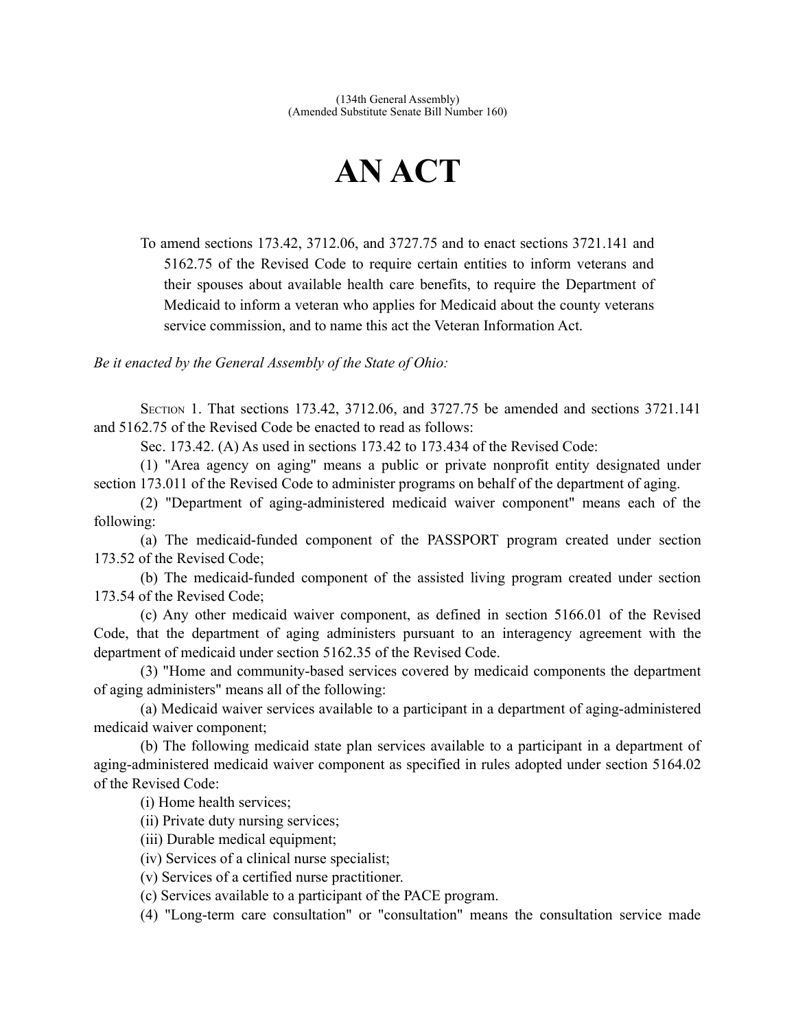(134th General Assembly)
(Amended Substitute Senate Bill Number 160)

# AN ACT

To amend sections 173.42, 3712.06, and 3727.75 and to enact sections 3721.141 and 5162.75 of the Revised Code to require certain entities to inform veterans and their spouses about available health care benefits, to require the Department of Medicaid to inform a veteran who applies for Medicaid about the county veterans service commission, and to name this act the Veteran Information Act.

*Be it enacted by the General Assembly of the State of Ohio:*

SECTION 1. That sections 173.42, 3712.06, and 3727.75 be amended and sections 3721.141 and 5162.75 of the Revised Code be enacted to read as follows:

Sec. 173.42. (A) As used in sections 173.42 to 173.434 of the Revised Code:

(1) "Area agency on aging" means a public or private nonprofit entity designated under section 173.011 of the Revised Code to administer programs on behalf of the department of aging.

(2) "Department of aging-administered medicaid waiver component" means each of the following:

(a) The medicaid-funded component of the PASSPORT program created under section 173.52 of the Revised Code;

(b) The medicaid-funded component of the assisted living program created under section 173.54 of the Revised Code;

(c) Any other medicaid waiver component, as defined in section 5166.01 of the Revised Code, that the department of aging administers pursuant to an interagency agreement with the department of medicaid under section 5162.35 of the Revised Code.

(3) "Home and community-based services covered by medicaid components the department of aging administers" means all of the following:

(a) Medicaid waiver services available to a participant in a department of aging-administered medicaid waiver component;

(b) The following medicaid state plan services available to a participant in a department of aging-administered medicaid waiver component as specified in rules adopted under section 5164.02 of the Revised Code:

(i) Home health services;

(ii) Private duty nursing services;

(iii) Durable medical equipment;

(iv) Services of a clinical nurse specialist;

(v) Services of a certified nurse practitioner.

(c) Services available to a participant of the PACE program.

(4) "Long-term care consultation" or "consultation" means the consultation service made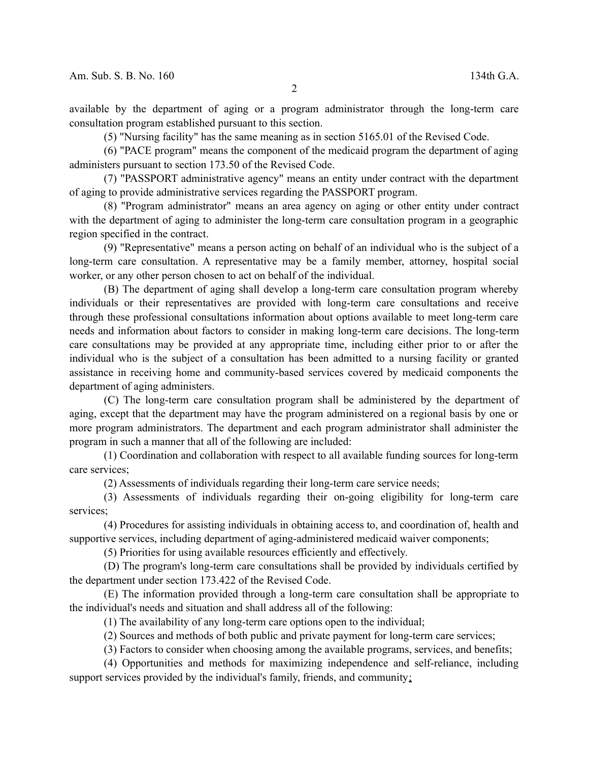available by the department of aging or a program administrator through the long-term care consultation program established pursuant to this section.

(5) "Nursing facility" has the same meaning as in section 5165.01 of the Revised Code.

(6) "PACE program" means the component of the medicaid program the department of aging administers pursuant to section 173.50 of the Revised Code.

(7) "PASSPORT administrative agency" means an entity under contract with the department of aging to provide administrative services regarding the PASSPORT program.

(8) "Program administrator" means an area agency on aging or other entity under contract with the department of aging to administer the long-term care consultation program in a geographic region specified in the contract.

(9) "Representative" means a person acting on behalf of an individual who is the subject of a long-term care consultation. A representative may be a family member, attorney, hospital social worker, or any other person chosen to act on behalf of the individual.

(B) The department of aging shall develop a long-term care consultation program whereby individuals or their representatives are provided with long-term care consultations and receive through these professional consultations information about options available to meet long-term care needs and information about factors to consider in making long-term care decisions. The long-term care consultations may be provided at any appropriate time, including either prior to or after the individual who is the subject of a consultation has been admitted to a nursing facility or granted assistance in receiving home and community-based services covered by medicaid components the department of aging administers.

(C) The long-term care consultation program shall be administered by the department of aging, except that the department may have the program administered on a regional basis by one or more program administrators. The department and each program administrator shall administer the program in such a manner that all of the following are included:

(1) Coordination and collaboration with respect to all available funding sources for long-term care services;

(2) Assessments of individuals regarding their long-term care service needs;

(3) Assessments of individuals regarding their on-going eligibility for long-term care services;

(4) Procedures for assisting individuals in obtaining access to, and coordination of, health and supportive services, including department of aging-administered medicaid waiver components;

(5) Priorities for using available resources efficiently and effectively.

(D) The program's long-term care consultations shall be provided by individuals certified by the department under section 173.422 of the Revised Code.

(E) The information provided through a long-term care consultation shall be appropriate to the individual's needs and situation and shall address all of the following:

(1) The availability of any long-term care options open to the individual;

(2) Sources and methods of both public and private payment for long-term care services;

(3) Factors to consider when choosing among the available programs, services, and benefits;

(4) Opportunities and methods for maximizing independence and self-reliance, including support services provided by the individual's family, friends, and community;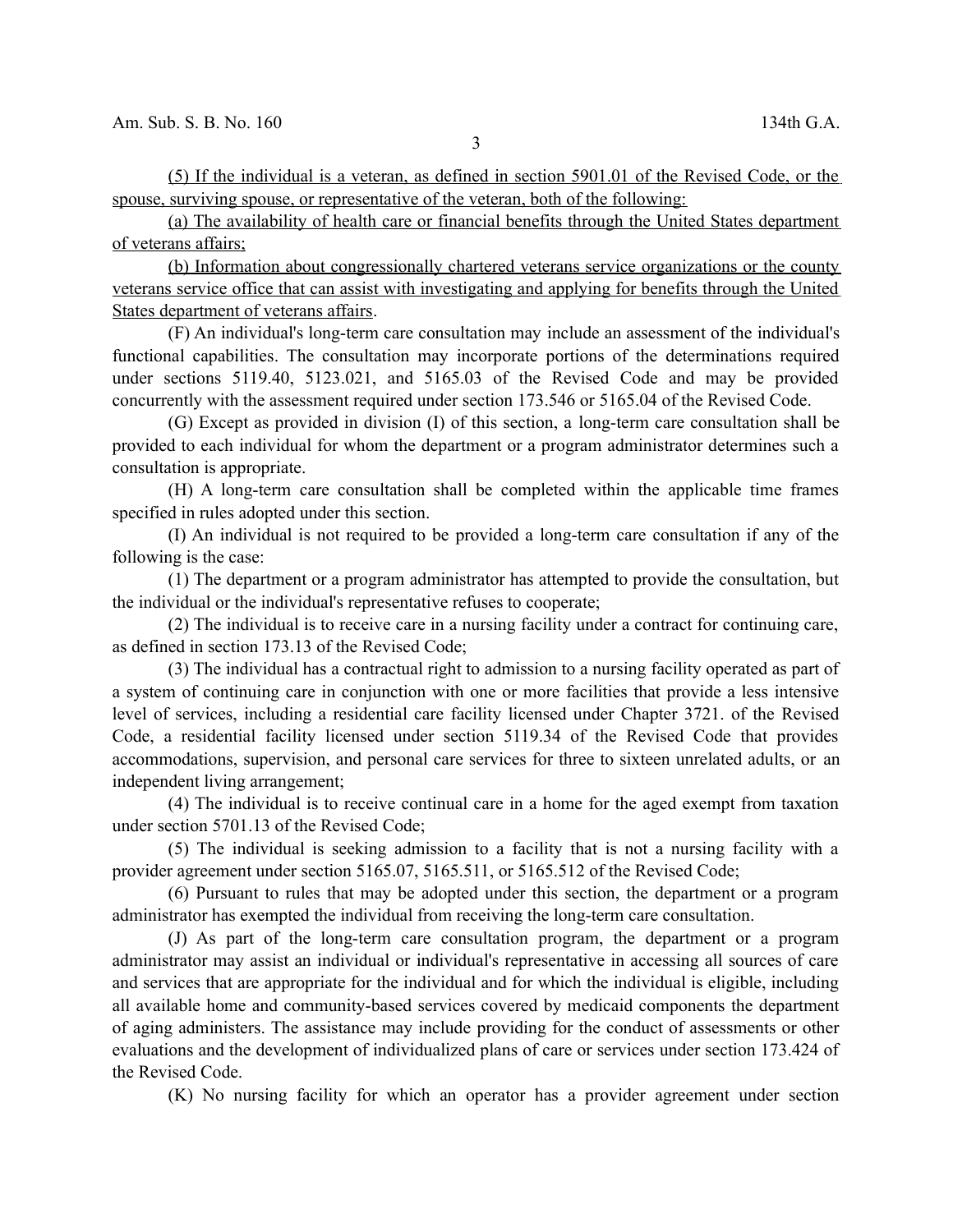(5) If the individual is a veteran, as defined in section 5901.01 of the Revised Code, or the spouse, surviving spouse, or representative of the veteran, both of the following:

(a) The availability of health care or financial benefits through the United States department of veterans affairs;

(b) Information about congressionally chartered veterans service organizations or the county veterans service office that can assist with investigating and applying for benefits through the United States department of veterans affairs.

(F) An individual's long-term care consultation may include an assessment of the individual's functional capabilities. The consultation may incorporate portions of the determinations required under sections 5119.40, 5123.021, and 5165.03 of the Revised Code and may be provided concurrently with the assessment required under section 173.546 or 5165.04 of the Revised Code.

(G) Except as provided in division (I) of this section, a long-term care consultation shall be provided to each individual for whom the department or a program administrator determines such a consultation is appropriate.

(H) A long-term care consultation shall be completed within the applicable time frames specified in rules adopted under this section.

(I) An individual is not required to be provided a long-term care consultation if any of the following is the case:

(1) The department or a program administrator has attempted to provide the consultation, but the individual or the individual's representative refuses to cooperate;

(2) The individual is to receive care in a nursing facility under a contract for continuing care, as defined in section 173.13 of the Revised Code;

(3) The individual has a contractual right to admission to a nursing facility operated as part of a system of continuing care in conjunction with one or more facilities that provide a less intensive level of services, including a residential care facility licensed under Chapter 3721. of the Revised Code, a residential facility licensed under section 5119.34 of the Revised Code that provides accommodations, supervision, and personal care services for three to sixteen unrelated adults, or an independent living arrangement;

(4) The individual is to receive continual care in a home for the aged exempt from taxation under section 5701.13 of the Revised Code;

(5) The individual is seeking admission to a facility that is not a nursing facility with a provider agreement under section 5165.07, 5165.511, or 5165.512 of the Revised Code;

(6) Pursuant to rules that may be adopted under this section, the department or a program administrator has exempted the individual from receiving the long-term care consultation.

(J) As part of the long-term care consultation program, the department or a program administrator may assist an individual or individual's representative in accessing all sources of care and services that are appropriate for the individual and for which the individual is eligible, including all available home and community-based services covered by medicaid components the department of aging administers. The assistance may include providing for the conduct of assessments or other evaluations and the development of individualized plans of care or services under section 173.424 of the Revised Code.

(K) No nursing facility for which an operator has a provider agreement under section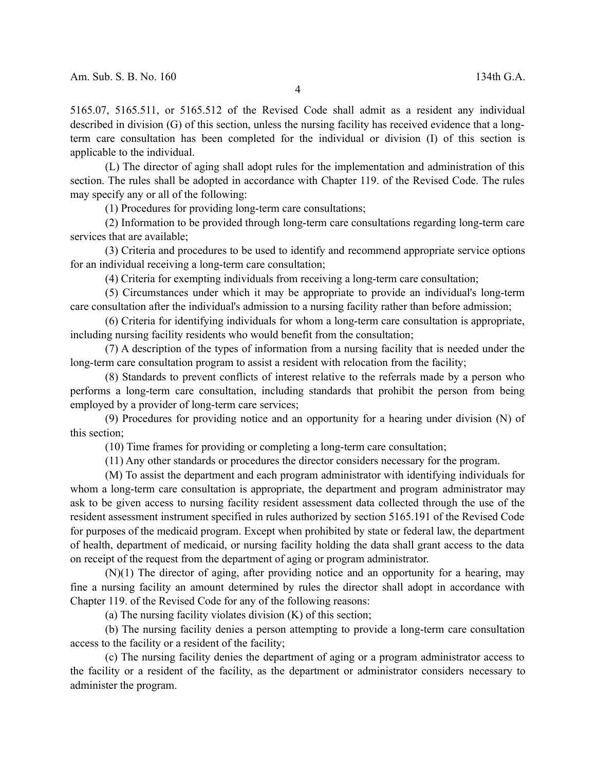5165.07, 5165.511, or 5165.512 of the Revised Code shall admit as a resident any individual described in division (G) of this section, unless the nursing facility has received evidence that a long-term care consultation has been completed for the individual or division (I) of this section is applicable to the individual.

(L) The director of aging shall adopt rules for the implementation and administration of this section. The rules shall be adopted in accordance with Chapter 119. of the Revised Code. The rules may specify any or all of the following:

(1) Procedures for providing long-term care consultations;

(2) Information to be provided through long-term care consultations regarding long-term care services that are available;

(3) Criteria and procedures to be used to identify and recommend appropriate service options for an individual receiving a long-term care consultation;

(4) Criteria for exempting individuals from receiving a long-term care consultation;

(5) Circumstances under which it may be appropriate to provide an individual's long-term care consultation after the individual's admission to a nursing facility rather than before admission;

(6) Criteria for identifying individuals for whom a long-term care consultation is appropriate, including nursing facility residents who would benefit from the consultation;

(7) A description of the types of information from a nursing facility that is needed under the long-term care consultation program to assist a resident with relocation from the facility;

(8) Standards to prevent conflicts of interest relative to the referrals made by a person who performs a long-term care consultation, including standards that prohibit the person from being employed by a provider of long-term care services;

(9) Procedures for providing notice and an opportunity for a hearing under division (N) of this section;

(10) Time frames for providing or completing a long-term care consultation;

(11) Any other standards or procedures the director considers necessary for the program.

(M) To assist the department and each program administrator with identifying individuals for whom a long-term care consultation is appropriate, the department and program administrator may ask to be given access to nursing facility resident assessment data collected through the use of the resident assessment instrument specified in rules authorized by section 5165.191 of the Revised Code for purposes of the medicaid program. Except when prohibited by state or federal law, the department of health, department of medicaid, or nursing facility holding the data shall grant access to the data on receipt of the request from the department of aging or program administrator.

(N)(1) The director of aging, after providing notice and an opportunity for a hearing, may fine a nursing facility an amount determined by rules the director shall adopt in accordance with Chapter 119. of the Revised Code for any of the following reasons:

(a) The nursing facility violates division (K) of this section;

(b) The nursing facility denies a person attempting to provide a long-term care consultation access to the facility or a resident of the facility;

(c) The nursing facility denies the department of aging or a program administrator access to the facility or a resident of the facility, as the department or administrator considers necessary to administer the program.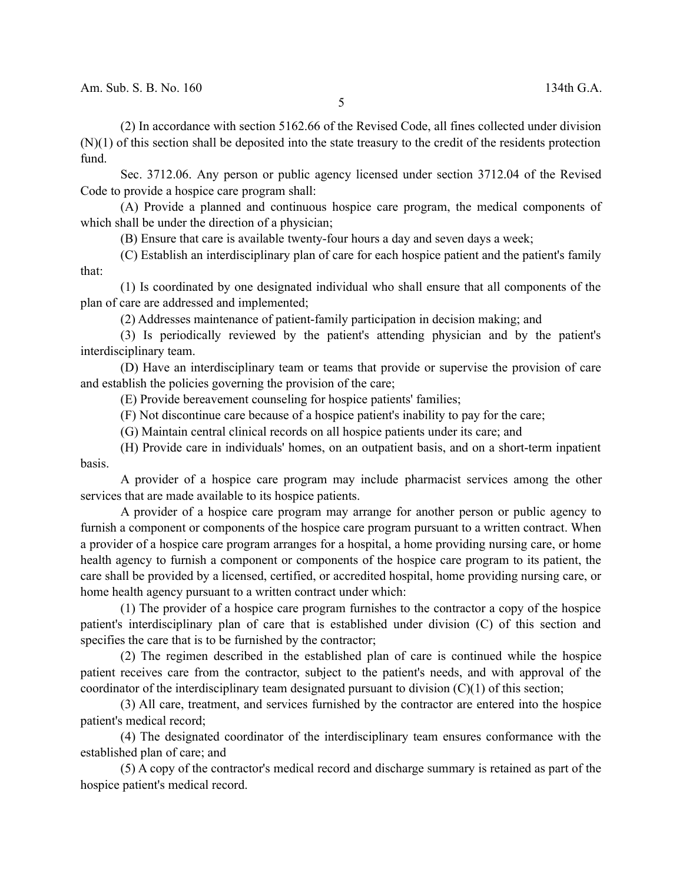(2) In accordance with section 5162.66 of the Revised Code, all fines collected under division (N)(1) of this section shall be deposited into the state treasury to the credit of the residents protection fund.

Sec. 3712.06. Any person or public agency licensed under section 3712.04 of the Revised Code to provide a hospice care program shall:

(A) Provide a planned and continuous hospice care program, the medical components of which shall be under the direction of a physician;

(B) Ensure that care is available twenty-four hours a day and seven days a week;

(C) Establish an interdisciplinary plan of care for each hospice patient and the patient's family that:

(1) Is coordinated by one designated individual who shall ensure that all components of the plan of care are addressed and implemented;

(2) Addresses maintenance of patient-family participation in decision making; and

(3) Is periodically reviewed by the patient's attending physician and by the patient's interdisciplinary team.

(D) Have an interdisciplinary team or teams that provide or supervise the provision of care and establish the policies governing the provision of the care;

(E) Provide bereavement counseling for hospice patients' families;

(F) Not discontinue care because of a hospice patient's inability to pay for the care;

(G) Maintain central clinical records on all hospice patients under its care; and

(H) Provide care in individuals' homes, on an outpatient basis, and on a short-term inpatient basis.

A provider of a hospice care program may include pharmacist services among the other services that are made available to its hospice patients.

A provider of a hospice care program may arrange for another person or public agency to furnish a component or components of the hospice care program pursuant to a written contract. When a provider of a hospice care program arranges for a hospital, a home providing nursing care, or home health agency to furnish a component or components of the hospice care program to its patient, the care shall be provided by a licensed, certified, or accredited hospital, home providing nursing care, or home health agency pursuant to a written contract under which:

(1) The provider of a hospice care program furnishes to the contractor a copy of the hospice patient's interdisciplinary plan of care that is established under division (C) of this section and specifies the care that is to be furnished by the contractor;

(2) The regimen described in the established plan of care is continued while the hospice patient receives care from the contractor, subject to the patient's needs, and with approval of the coordinator of the interdisciplinary team designated pursuant to division (C)(1) of this section;

(3) All care, treatment, and services furnished by the contractor are entered into the hospice patient's medical record;

(4) The designated coordinator of the interdisciplinary team ensures conformance with the established plan of care; and

(5) A copy of the contractor's medical record and discharge summary is retained as part of the hospice patient's medical record.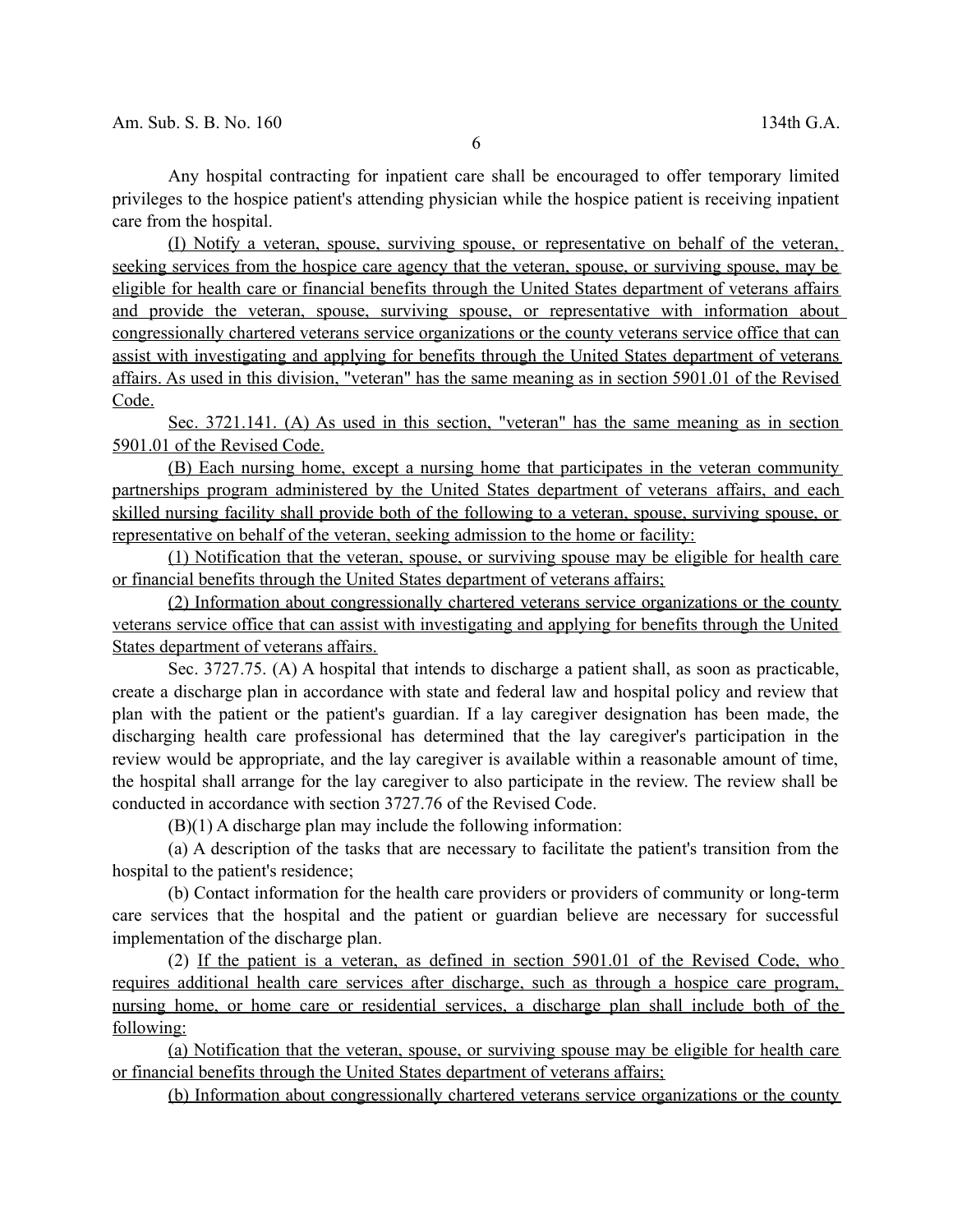Any hospital contracting for inpatient care shall be encouraged to offer temporary limited privileges to the hospice patient's attending physician while the hospice patient is receiving inpatient care from the hospital.

(I) Notify a veteran, spouse, surviving spouse, or representative on behalf of the veteran, seeking services from the hospice care agency that the veteran, spouse, or surviving spouse, may be eligible for health care or financial benefits through the United States department of veterans affairs and provide the veteran, spouse, surviving spouse, or representative with information about congressionally chartered veterans service organizations or the county veterans service office that can assist with investigating and applying for benefits through the United States department of veterans affairs. As used in this division, "veteran" has the same meaning as in section 5901.01 of the Revised Code.

Sec. 3721.141. (A) As used in this section, "veteran" has the same meaning as in section 5901.01 of the Revised Code.

(B) Each nursing home, except a nursing home that participates in the veteran community partnerships program administered by the United States department of veterans affairs, and each skilled nursing facility shall provide both of the following to a veteran, spouse, surviving spouse, or representative on behalf of the veteran, seeking admission to the home or facility:

(1) Notification that the veteran, spouse, or surviving spouse may be eligible for health care or financial benefits through the United States department of veterans affairs;

(2) Information about congressionally chartered veterans service organizations or the county veterans service office that can assist with investigating and applying for benefits through the United States department of veterans affairs.

Sec. 3727.75. (A) A hospital that intends to discharge a patient shall, as soon as practicable, create a discharge plan in accordance with state and federal law and hospital policy and review that plan with the patient or the patient's guardian. If a lay caregiver designation has been made, the discharging health care professional has determined that the lay caregiver's participation in the review would be appropriate, and the lay caregiver is available within a reasonable amount of time, the hospital shall arrange for the lay caregiver to also participate in the review. The review shall be conducted in accordance with section 3727.76 of the Revised Code.

(B)(1) A discharge plan may include the following information:

(a) A description of the tasks that are necessary to facilitate the patient's transition from the hospital to the patient's residence;

(b) Contact information for the health care providers or providers of community or long-term care services that the hospital and the patient or guardian believe are necessary for successful implementation of the discharge plan.

(2) If the patient is a veteran, as defined in section 5901.01 of the Revised Code, who requires additional health care services after discharge, such as through a hospice care program, nursing home, or home care or residential services, a discharge plan shall include both of the following:

(a) Notification that the veteran, spouse, or surviving spouse may be eligible for health care or financial benefits through the United States department of veterans affairs;

(b) Information about congressionally chartered veterans service organizations or the county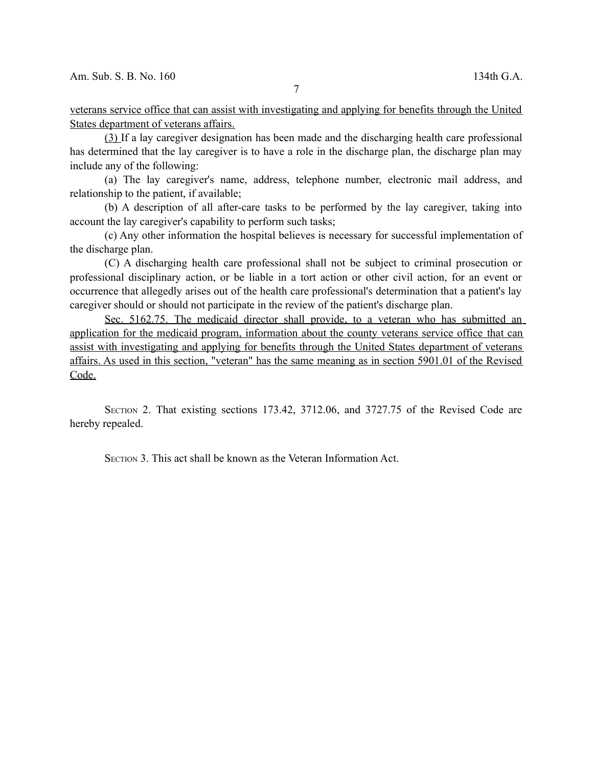veterans service office that can assist with investigating and applying for benefits through the United States department of veterans affairs.

(3) If a lay caregiver designation has been made and the discharging health care professional has determined that the lay caregiver is to have a role in the discharge plan, the discharge plan may include any of the following:

(a) The lay caregiver's name, address, telephone number, electronic mail address, and relationship to the patient, if available;

(b) A description of all after-care tasks to be performed by the lay caregiver, taking into account the lay caregiver's capability to perform such tasks;

(c) Any other information the hospital believes is necessary for successful implementation of the discharge plan.

(C) A discharging health care professional shall not be subject to criminal prosecution or professional disciplinary action, or be liable in a tort action or other civil action, for an event or occurrence that allegedly arises out of the health care professional's determination that a patient's lay caregiver should or should not participate in the review of the patient's discharge plan.

Sec. 5162.75. The medicaid director shall provide, to a veteran who has submitted an application for the medicaid program, information about the county veterans service office that can assist with investigating and applying for benefits through the United States department of veterans affairs. As used in this section, "veteran" has the same meaning as in section 5901.01 of the Revised Code.

SECTION 2. That existing sections 173.42, 3712.06, and 3727.75 of the Revised Code are hereby repealed.

SECTION 3. This act shall be known as the Veteran Information Act.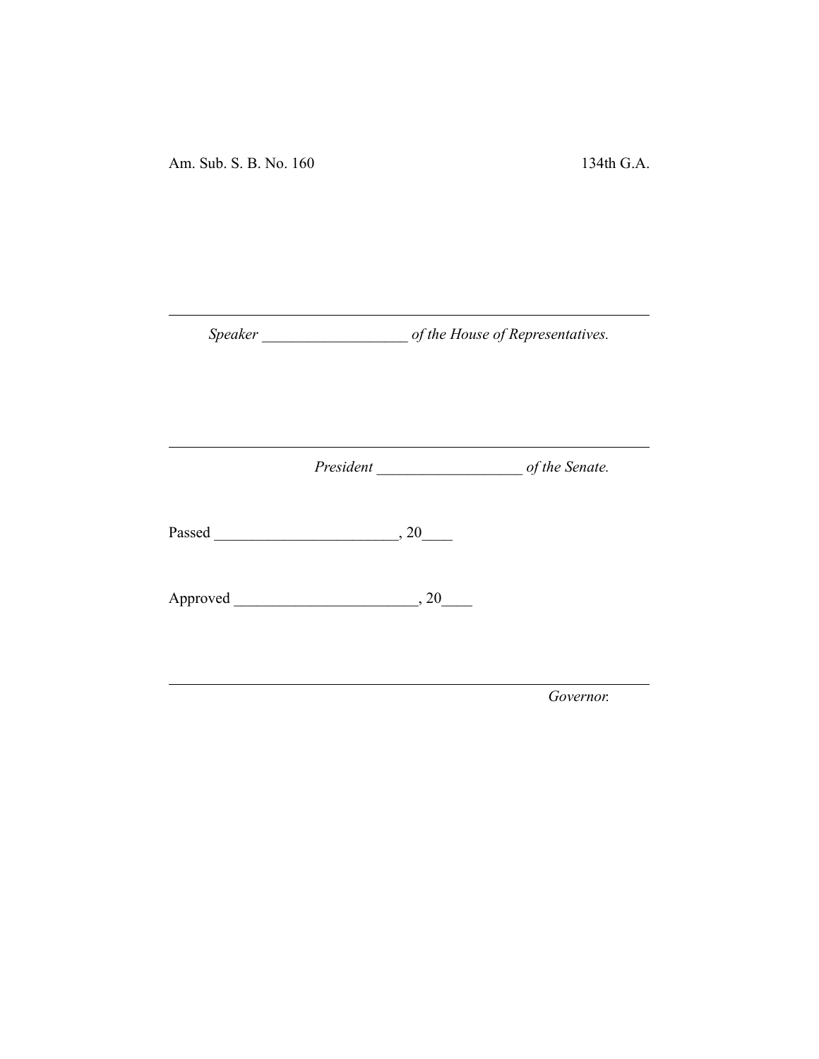Am. Sub. S. B. No. 160 134th G.A.

---

*Speaker* ___________________ *of the House of Representatives.*

---

*President* ___________________ *of the Senate.*

Passed ________________________, 20____

Approved ________________________, 20____

---

*Governor.*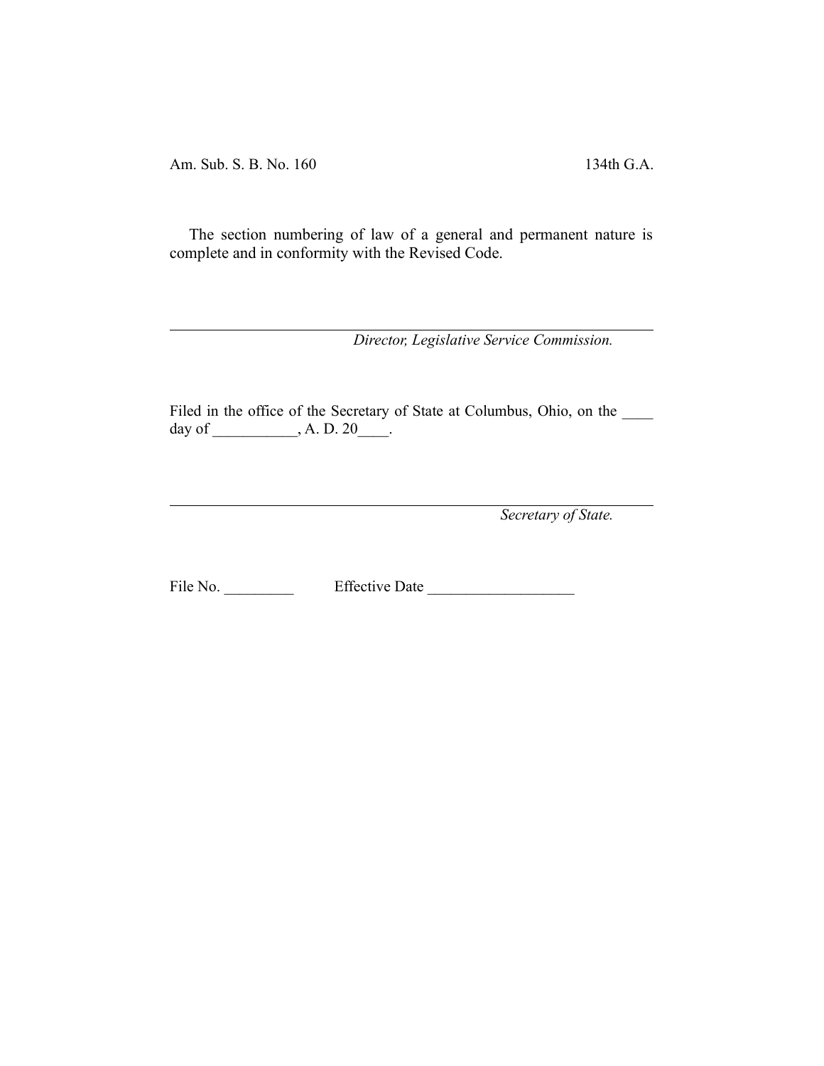Am. Sub. S. B. No. 160 134th G.A.

The section numbering of law of a general and permanent nature is complete and in conformity with the Revised Code.

______________________________________________

*Director, Legislative Service Commission.*

Filed in the office of the Secretary of State at Columbus, Ohio, on the ____ day of ___________, A. D. 20____.

______________________________________________

*Secretary of State.*

File No. _________ Effective Date ___________________